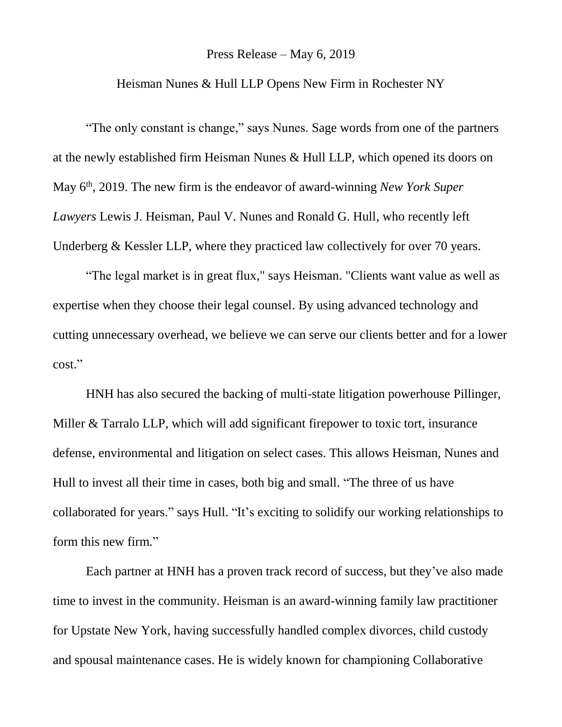Press Release – May 6, 2019

Heisman Nunes & Hull LLP Opens New Firm in Rochester NY

"The only constant is change," says Nunes. Sage words from one of the partners at the newly established firm Heisman Nunes & Hull LLP, which opened its doors on May 6th, 2019. The new firm is the endeavor of award-winning *New York Super Lawyers* Lewis J. Heisman, Paul V. Nunes and Ronald G. Hull, who recently left Underberg & Kessler LLP, where they practiced law collectively for over 70 years.

"The legal market is in great flux," says Heisman. "Clients want value as well as expertise when they choose their legal counsel. By using advanced technology and cutting unnecessary overhead, we believe we can serve our clients better and for a lower cost."

HNH has also secured the backing of multi-state litigation powerhouse Pillinger, Miller & Tarralo LLP, which will add significant firepower to toxic tort, insurance defense, environmental and litigation on select cases. This allows Heisman, Nunes and Hull to invest all their time in cases, both big and small. "The three of us have collaborated for years." says Hull. "It's exciting to solidify our working relationships to form this new firm."

Each partner at HNH has a proven track record of success, but they've also made time to invest in the community. Heisman is an award-winning family law practitioner for Upstate New York, having successfully handled complex divorces, child custody and spousal maintenance cases. He is widely known for championing Collaborative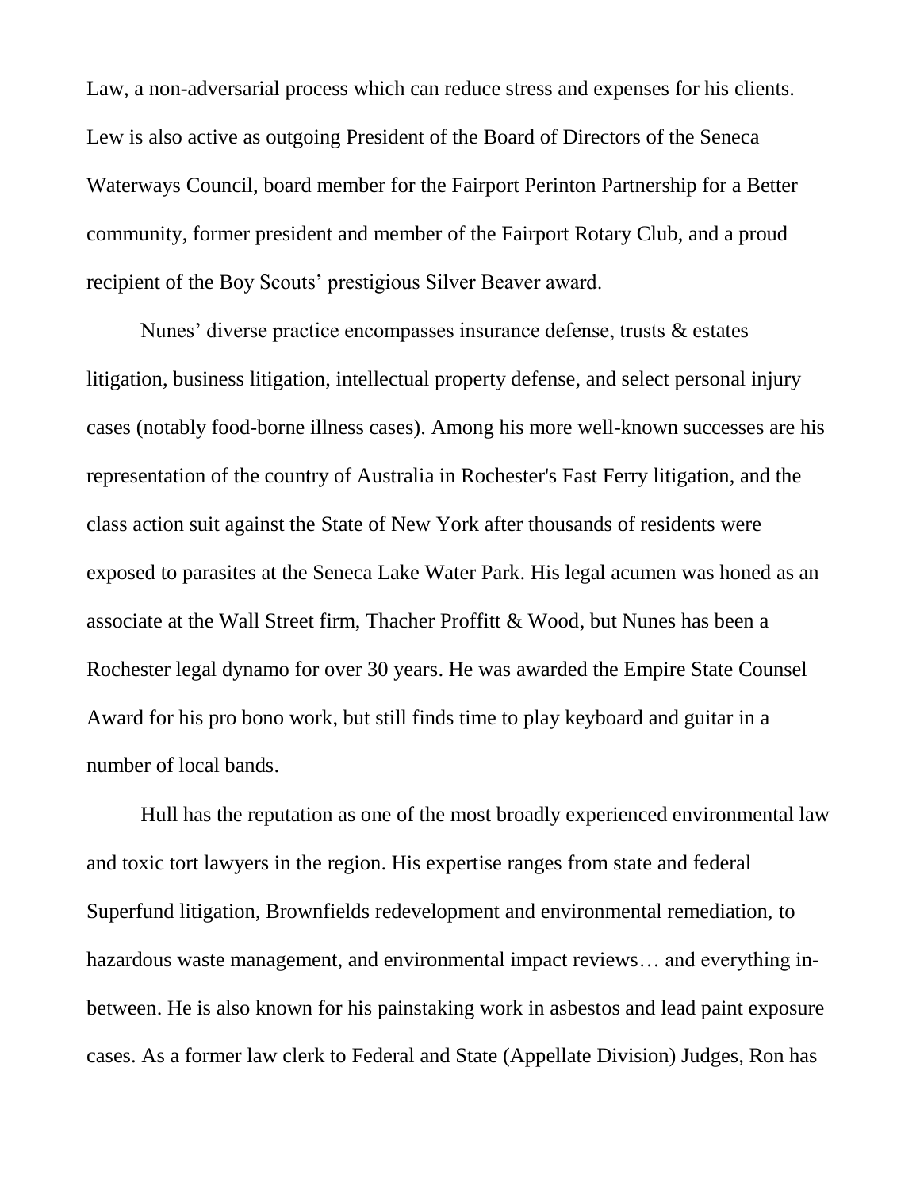Law, a non-adversarial process which can reduce stress and expenses for his clients. Lew is also active as outgoing President of the Board of Directors of the Seneca Waterways Council, board member for the Fairport Perinton Partnership for a Better community, former president and member of the Fairport Rotary Club, and a proud recipient of the Boy Scouts' prestigious Silver Beaver award.

Nunes' diverse practice encompasses insurance defense, trusts & estates litigation, business litigation, intellectual property defense, and select personal injury cases (notably food-borne illness cases). Among his more well-known successes are his representation of the country of Australia in Rochester's Fast Ferry litigation, and the class action suit against the State of New York after thousands of residents were exposed to parasites at the Seneca Lake Water Park. His legal acumen was honed as an associate at the Wall Street firm, Thacher Proffitt & Wood, but Nunes has been a Rochester legal dynamo for over 30 years. He was awarded the Empire State Counsel Award for his pro bono work, but still finds time to play keyboard and guitar in a number of local bands.

Hull has the reputation as one of the most broadly experienced environmental law and toxic tort lawyers in the region. His expertise ranges from state and federal Superfund litigation, Brownfields redevelopment and environmental remediation, to hazardous waste management, and environmental impact reviews… and everything in-between. He is also known for his painstaking work in asbestos and lead paint exposure cases. As a former law clerk to Federal and State (Appellate Division) Judges, Ron has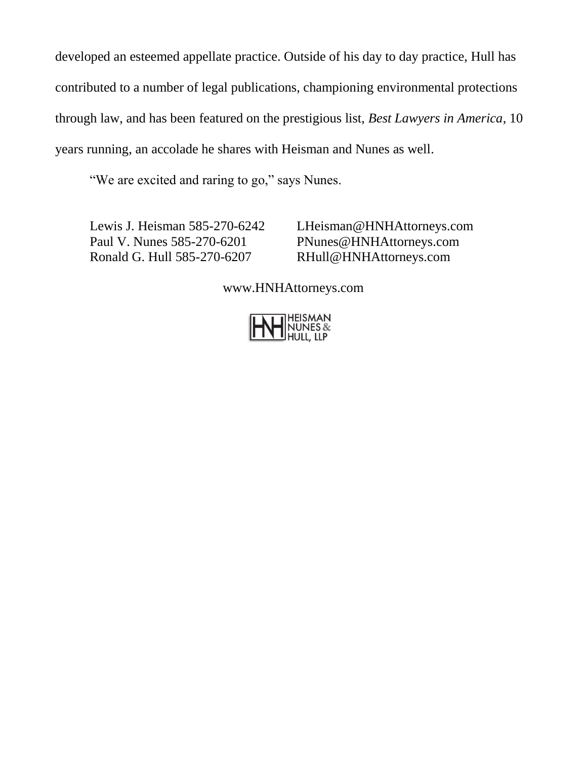developed an esteemed appellate practice. Outside of his day to day practice, Hull has contributed to a number of legal publications, championing environmental protections through law, and has been featured on the prestigious list, *Best Lawyers in America*, 10 years running, an accolade he shares with Heisman and Nunes as well.

"We are excited and raring to go," says Nunes.

| | |
|---|---|
| Lewis J. Heisman 585-270-6242 | LHeisman@HNHAttorneys.com |
| Paul V. Nunes 585-270-6201 | PNunes@HNHAttorneys.com |
| Ronald G. Hull 585-270-6207 | RHull@HNHAttorneys.com |

www.HNHAttorneys.com

HEISMAN NUNES & HULL, LLP